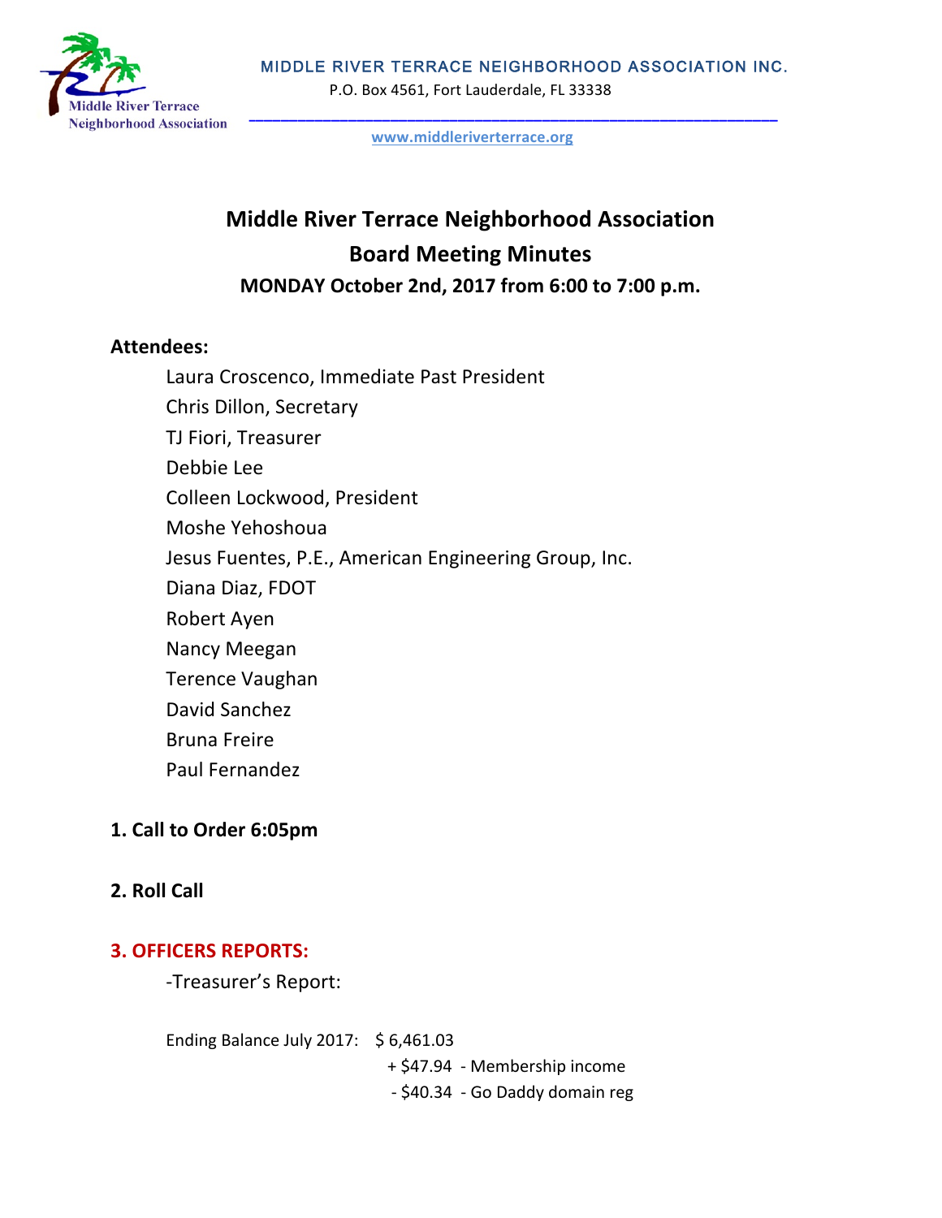MIDDLE RIVER TERRACE NEIGHBORHOOD ASSOCIATION INC.

P.O. Box 4561, Fort Lauderdale, FL 33338

www.middleriverterrace.org

# Middle River Terrace Neighborhood Association
## Board Meeting Minutes
### MONDAY October 2nd, 2017 from 6:00 to 7:00 p.m.

**Attendees:**

Laura Croscenco, Immediate Past President
Chris Dillon, Secretary
TJ Fiori, Treasurer
Debbie Lee
Colleen Lockwood, President
Moshe Yehoshoua
Jesus Fuentes, P.E., American Engineering Group, Inc.
Diana Diaz, FDOT
Robert Ayen
Nancy Meegan
Terence Vaughan
David Sanchez
Bruna Freire
Paul Fernandez

**1. Call to Order 6:05pm**

**2. Roll Call**

**3. OFFICERS REPORTS:**

-Treasurer's Report:

Ending Balance July 2017: $ 6,461.03
+ $47.94 - Membership income
- $40.34 - Go Daddy domain reg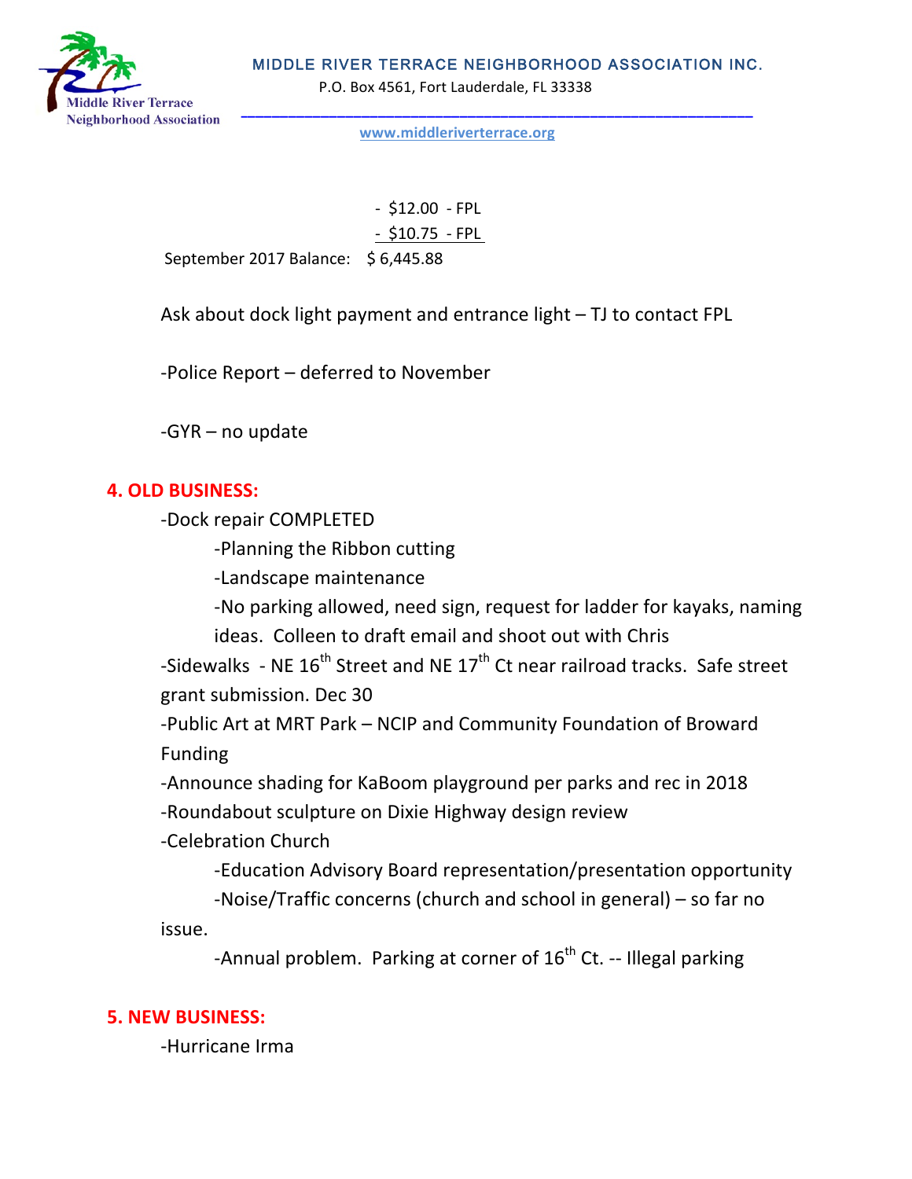- $12.00 - FPL
- $10.75 - FPL

September 2017 Balance: $ 6,445.88

Ask about dock light payment and entrance light – TJ to contact FPL

-Police Report – deferred to November

-GYR – no update

## 4. OLD BUSINESS:

-Dock repair COMPLETED

-Planning the Ribbon cutting

-Landscape maintenance

-No parking allowed, need sign, request for ladder for kayaks, naming ideas. Colleen to draft email and shoot out with Chris

-Sidewalks - NE 16th Street and NE 17th Ct near railroad tracks. Safe street grant submission. Dec 30

-Public Art at MRT Park – NCIP and Community Foundation of Broward Funding

-Announce shading for KaBoom playground per parks and rec in 2018

-Roundabout sculpture on Dixie Highway design review

-Celebration Church

-Education Advisory Board representation/presentation opportunity

-Noise/Traffic concerns (church and school in general) – so far no issue.

-Annual problem. Parking at corner of 16th Ct. -- Illegal parking

## 5. NEW BUSINESS:

-Hurricane Irma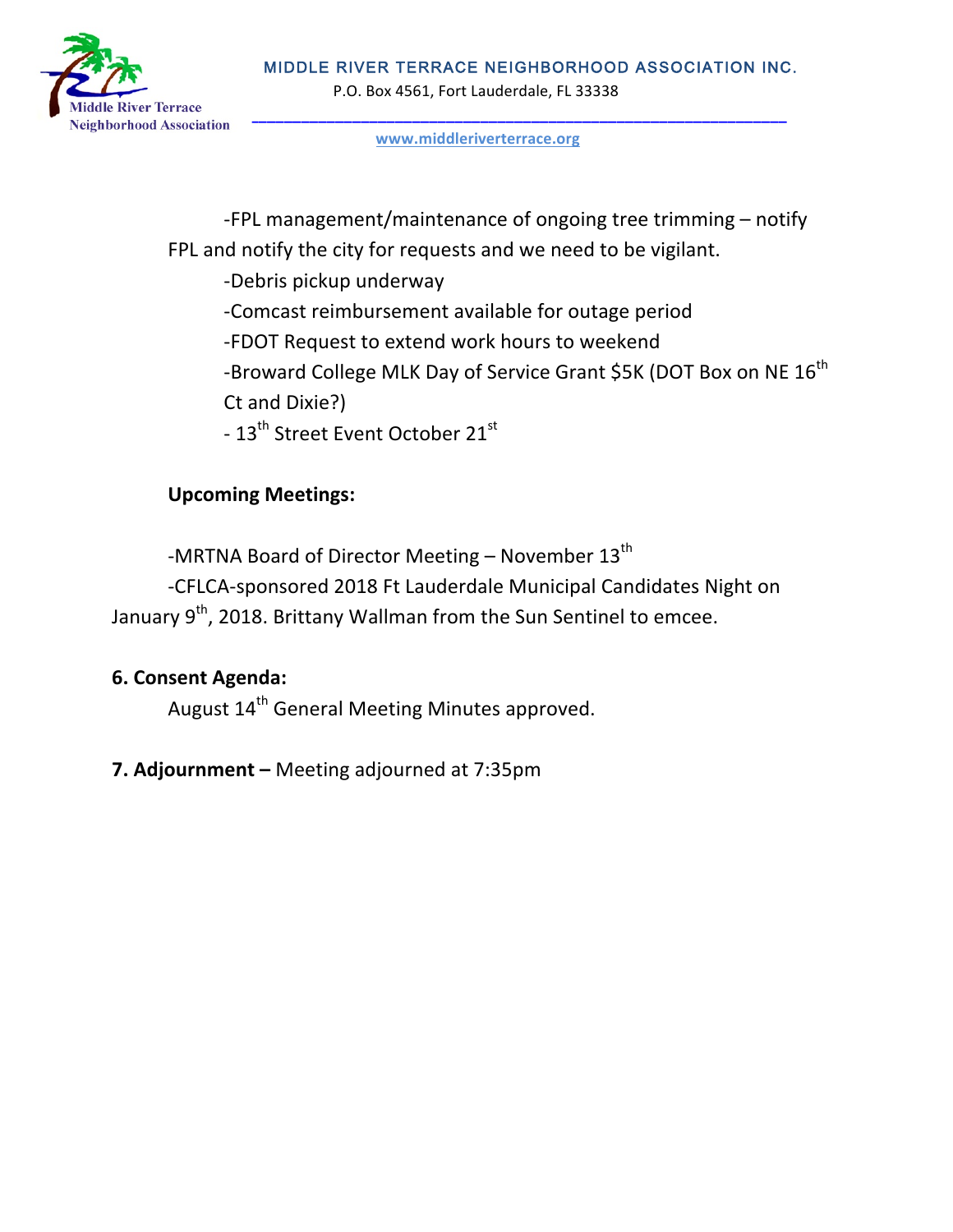-FPL management/maintenance of ongoing tree trimming – notify FPL and notify the city for requests and we need to be vigilant.

-Debris pickup underway

-Comcast reimbursement available for outage period

-FDOT Request to extend work hours to weekend

-Broward College MLK Day of Service Grant $5K (DOT Box on NE 16th Ct and Dixie?)

- 13th Street Event October 21st

**Upcoming Meetings:**

-MRTNA Board of Director Meeting – November 13th

-CFLCA-sponsored 2018 Ft Lauderdale Municipal Candidates Night on January 9th, 2018. Brittany Wallman from the Sun Sentinel to emcee.

**6. Consent Agenda:**

August 14th General Meeting Minutes approved.

**7. Adjournment –** Meeting adjourned at 7:35pm